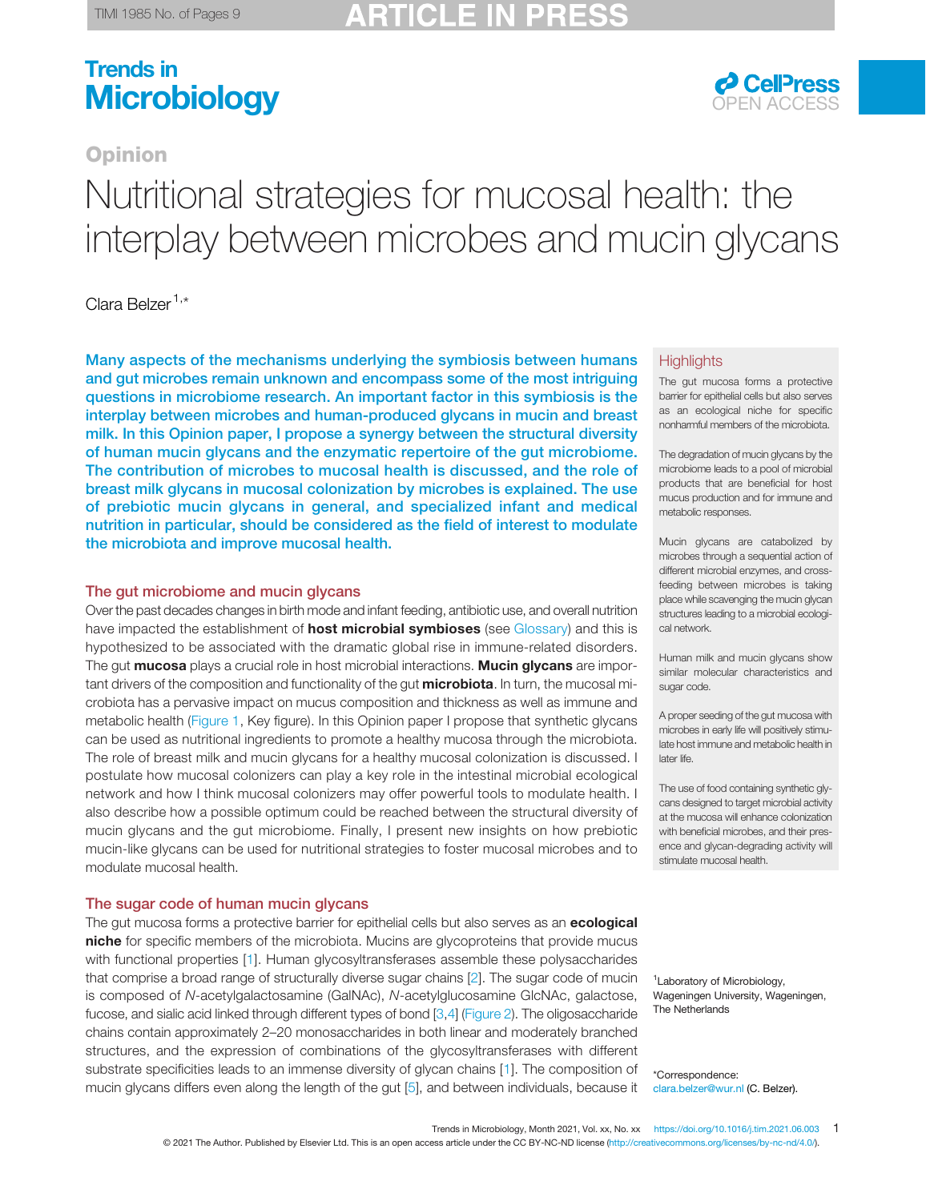Opinion

# Nutritional strategies for mucosal health: the interplay between microbes and mucin glycans

Clara Belzer[1,*]

**Many aspects of the mechanisms underlying the symbiosis between humans and gut microbes remain unknown and encompass some of the most intriguing questions in microbiome research. An important factor in this symbiosis is the interplay between microbes and human-produced glycans in mucin and breast milk. In this Opinion paper, I propose a synergy between the structural diversity of human mucin glycans and the enzymatic repertoire of the gut microbiome. The contribution of microbes to mucosal health is discussed, and the role of breast milk glycans in mucosal colonization by microbes is explained. The use of prebiotic mucin glycans in general, and specialized infant and medical nutrition in particular, should be considered as the field of interest to modulate the microbiota and improve mucosal health.**

## Highlights

The gut mucosa forms a protective barrier for epithelial cells but also serves as an ecological niche for specific nonharmful members of the microbiota.

The degradation of mucin glycans by the microbiome leads to a pool of microbial products that are beneficial for host mucus production and for immune and metabolic responses.

Mucin glycans are catabolized by microbes through a sequential action of different microbial enzymes, and cross-feeding between microbes is taking place while scavenging the mucin glycan structures leading to a microbial ecological network.

Human milk and mucin glycans show similar molecular characteristics and sugar code.

A proper seeding of the gut mucosa with microbes in early life will positively stimulate host immune and metabolic health in later life.

The use of food containing synthetic glycans designed to target microbial activity at the mucosa will enhance colonization with beneficial microbes, and their presence and glycan-degrading activity will stimulate mucosal health.

## The gut microbiome and mucin glycans

Over the past decades changes in birth mode and infant feeding, antibiotic use, and overall nutrition have impacted the establishment of **host microbial symbioses** (see Glossary) and this is hypothesized to be associated with the dramatic global rise in immune-related disorders. The gut **mucosa** plays a crucial role in host microbial interactions. **Mucin glycans** are important drivers of the composition and functionality of the gut **microbiota**. In turn, the mucosal microbiota has a pervasive impact on mucus composition and thickness as well as immune and metabolic health (Figure 1, Key figure). In this Opinion paper I propose that synthetic glycans can be used as nutritional ingredients to promote a healthy mucosa through the microbiota. The role of breast milk and mucin glycans for a healthy mucosal colonization is discussed. I postulate how mucosal colonizers can play a key role in the intestinal microbial ecological network and how I think mucosal colonizers may offer powerful tools to modulate health. I also describe how a possible optimum could be reached between the structural diversity of mucin glycans and the gut microbiome. Finally, I present new insights on how prebiotic mucin-like glycans can be used for nutritional strategies to foster mucosal microbes and to modulate mucosal health.

## The sugar code of human mucin glycans

The gut mucosa forms a protective barrier for epithelial cells but also serves as an **ecological niche** for specific members of the microbiota. Mucins are glycoproteins that provide mucus with functional properties [1]. Human glycosyltransferases assemble these polysaccharides that comprise a broad range of structurally diverse sugar chains [2]. The sugar code of mucin is composed of *N*-acetylgalactosamine (GalNAc), *N*-acetylglucosamine GlcNAc, galactose, fucose, and sialic acid linked through different types of bond [3,4] (Figure 2). The oligosaccharide chains contain approximately 2–20 monosaccharides in both linear and moderately branched structures, and the expression of combinations of the glycosyltransferases with different substrate specificities leads to an immense diversity of glycan chains [1]. The composition of mucin glycans differs even along the length of the gut [5], and between individuals, because it

[1]Laboratory of Microbiology, Wageningen University, Wageningen, The Netherlands

*Correspondence: clara.belzer@wur.nl (C. Belzer).

https://doi.org/10.1016/j.tim.2021.06.003

© 2021 The Author. Published by Elsevier Ltd. This is an open access article under the CC BY-NC-ND license (http://creativecommons.org/licenses/by-nc-nd/4.0/).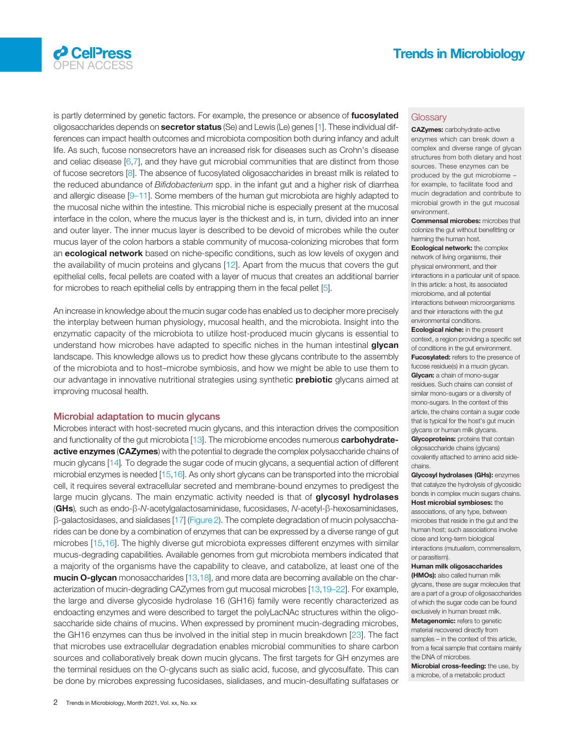is partly determined by genetic factors. For example, the presence or absence of **fucosylated** oligosaccharides depends on **secretor status** (Se) and Lewis (Le) genes [1]. These individual differences can impact health outcomes and microbiota composition both during infancy and adult life. As such, fucose nonsecretors have an increased risk for diseases such as Crohn's disease and celiac disease [6,7], and they have gut microbial communities that are distinct from those of fucose secretors [8]. The absence of fucosylated oligosaccharides in breast milk is related to the reduced abundance of *Bifidobacterium* spp. in the infant gut and a higher risk of diarrhea and allergic disease [9–11]. Some members of the human gut microbiota are highly adapted to the mucosal niche within the intestine. This microbial niche is especially present at the mucosal interface in the colon, where the mucus layer is the thickest and is, in turn, divided into an inner and outer layer. The inner mucus layer is described to be devoid of microbes while the outer mucus layer of the colon harbors a stable community of mucosa-colonizing microbes that form an **ecological network** based on niche-specific conditions, such as low levels of oxygen and the availability of mucin proteins and glycans [12]. Apart from the mucus that covers the gut epithelial cells, fecal pellets are coated with a layer of mucus that creates an additional barrier for microbes to reach epithelial cells by entrapping them in the fecal pellet [5].

An increase in knowledge about the mucin sugar code has enabled us to decipher more precisely the interplay between human physiology, mucosal health, and the microbiota. Insight into the enzymatic capacity of the microbiota to utilize host-produced mucin glycans is essential to understand how microbes have adapted to specific niches in the human intestinal **glycan** landscape. This knowledge allows us to predict how these glycans contribute to the assembly of the microbiota and to host–microbe symbiosis, and how we might be able to use them to our advantage in innovative nutritional strategies using synthetic **prebiotic** glycans aimed at improving mucosal health.

## Microbial adaptation to mucin glycans

Microbes interact with host-secreted mucin glycans, and this interaction drives the composition and functionality of the gut microbiota [13]. The microbiome encodes numerous **carbohydrate-active enzymes** (**CAZymes**) with the potential to degrade the complex polysaccharide chains of mucin glycans [14]. To degrade the sugar code of mucin glycans, a sequential action of different microbial enzymes is needed [15,16]. As only short glycans can be transported into the microbial cell, it requires several extracellular secreted and membrane-bound enzymes to predigest the large mucin glycans. The main enzymatic activity needed is that of **glycosyl hydrolases** (**GHs**), such as endo-β-*N*-acetylgalactosaminidase, fucosidases, *N*-acetyl-β-hexosaminidases, β-galactosidases, and sialidases [17] (Figure 2). The complete degradation of mucin polysaccharides can be done by a combination of enzymes that can be expressed by a diverse range of gut microbes [15,16]. The highly diverse gut microbiota expresses different enzymes with similar mucus-degrading capabilities. Available genomes from gut microbiota members indicated that a majority of the organisms have the capability to cleave, and catabolize, at least one of the **mucin O-glycan** monosaccharides [13,18], and more data are becoming available on the characterization of mucin-degrading CAZymes from gut mucosal microbes [13,19–22]. For example, the large and diverse glycoside hydrolase 16 (GH16) family were recently characterized as endoacting enzymes and were described to target the polyLacNAc structures within the oligosaccharide side chains of mucins. When expressed by prominent mucin-degrading microbes, the GH16 enzymes can thus be involved in the initial step in mucin breakdown [23]. The fact that microbes use extracellular degradation enables microbial communities to share carbon sources and collaboratively break down mucin glycans. The first targets for GH enzymes are the terminal residues on the O-glycans such as sialic acid, fucose, and glycosulfate. This can be done by microbes expressing fucosidases, sialidases, and mucin-desulfating sulfatases or

## Glossary

**CAZymes:** carbohydrate-active enzymes which can break down a complex and diverse range of glycan structures from both dietary and host sources. These enzymes can be produced by the gut microbiome – for example, to facilitate food and mucin degradation and contribute to microbial growth in the gut mucosal environment.

**Commensal microbes:** microbes that colonize the gut without benefitting or harming the human host.

**Ecological network:** the complex network of living organisms, their physical environment, and their interactions in a particular unit of space. In this article: a host, its associated microbiome, and all potential interactions between microorganisms and their interactions with the gut environmental conditions.

**Ecological niche:** in the present context, a region providing a specific set of conditions in the gut environment.

**Fucosylated:** refers to the presence of fucose residue(s) in a mucin glycan.

**Glycan:** a chain of mono-sugar residues. Such chains can consist of similar mono-sugars or a diversity of mono-sugars. In the context of this article, the chains contain a sugar code that is typical for the host's gut mucin glycans or human milk glycans.

**Glycoproteins:** proteins that contain oligosaccharide chains (glycans) covalently attached to amino acid side-chains.

**Glycosyl hydrolases (GHs):** enzymes that catalyze the hydrolysis of glycosidic bonds in complex mucin sugars chains.

**Host microbial symbioses:** the associations, of any type, between microbes that reside in the gut and the human host; such associations involve close and long-term biological interactions (mutualism, commensalism, or parasitism).

**Human milk oligosaccharides (HMOs):** also called human milk glycans, these are sugar molecules that are a part of a group of oligosaccharides of which the sugar code can be found exclusively in human breast milk.

**Metagenomic:** refers to genetic material recovered directly from samples – in the context of this article, from a fecal sample that contains mainly the DNA of microbes.

**Microbial cross-feeding:** the use, by a microbe, of a metabolic product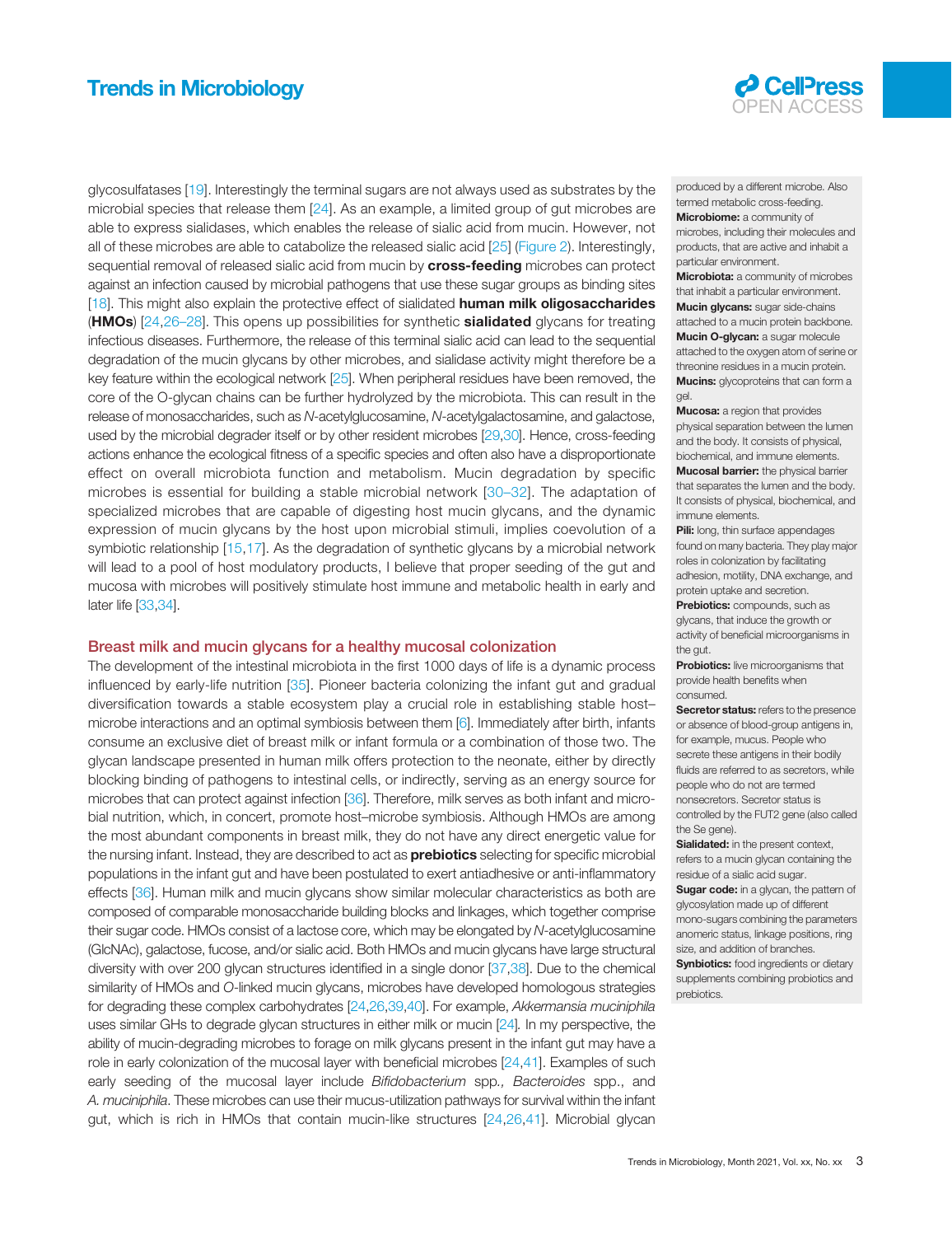glycosulfatases [19]. Interestingly the terminal sugars are not always used as substrates by the microbial species that release them [24]. As an example, a limited group of gut microbes are able to express sialidases, which enables the release of sialic acid from mucin. However, not all of these microbes are able to catabolize the released sialic acid [25] (Figure 2). Interestingly, sequential removal of released sialic acid from mucin by **cross-feeding** microbes can protect against an infection caused by microbial pathogens that use these sugar groups as binding sites [18]. This might also explain the protective effect of sialidated **human milk oligosaccharides** (**HMOs**) [24,26–28]. This opens up possibilities for synthetic **sialidated** glycans for treating infectious diseases. Furthermore, the release of this terminal sialic acid can lead to the sequential degradation of the mucin glycans by other microbes, and sialidase activity might therefore be a key feature within the ecological network [25]. When peripheral residues have been removed, the core of the O-glycan chains can be further hydrolyzed by the microbiota. This can result in the release of monosaccharides, such as *N*-acetylglucosamine, *N*-acetylgalactosamine, and galactose, used by the microbial degrader itself or by other resident microbes [29,30]. Hence, cross-feeding actions enhance the ecological fitness of a specific species and often also have a disproportionate effect on overall microbiota function and metabolism. Mucin degradation by specific microbes is essential for building a stable microbial network [30–32]. The adaptation of specialized microbes that are capable of digesting host mucin glycans, and the dynamic expression of mucin glycans by the host upon microbial stimuli, implies coevolution of a symbiotic relationship [15,17]. As the degradation of synthetic glycans by a microbial network will lead to a pool of host modulatory products, I believe that proper seeding of the gut and mucosa with microbes will positively stimulate host immune and metabolic health in early and later life [33,34].

## Breast milk and mucin glycans for a healthy mucosal colonization

The development of the intestinal microbiota in the first 1000 days of life is a dynamic process influenced by early-life nutrition [35]. Pioneer bacteria colonizing the infant gut and gradual diversification towards a stable ecosystem play a crucial role in establishing stable host–microbe interactions and an optimal symbiosis between them [6]. Immediately after birth, infants consume an exclusive diet of breast milk or infant formula or a combination of those two. The glycan landscape presented in human milk offers protection to the neonate, either by directly blocking binding of pathogens to intestinal cells, or indirectly, serving as an energy source for microbes that can protect against infection [36]. Therefore, milk serves as both infant and microbial nutrition, which, in concert, promote host–microbe symbiosis. Although HMOs are among the most abundant components in breast milk, they do not have any direct energetic value for the nursing infant. Instead, they are described to act as **prebiotics** selecting for specific microbial populations in the infant gut and have been postulated to exert antiadhesive or anti-inflammatory effects [36]. Human milk and mucin glycans show similar molecular characteristics as both are composed of comparable monosaccharide building blocks and linkages, which together comprise their sugar code. HMOs consist of a lactose core, which may be elongated by *N*-acetylglucosamine (GlcNAc), galactose, fucose, and/or sialic acid. Both HMOs and mucin glycans have large structural diversity with over 200 glycan structures identified in a single donor [37,38]. Due to the chemical similarity of HMOs and *O*-linked mucin glycans, microbes have developed homologous strategies for degrading these complex carbohydrates [24,26,39,40]. For example, *Akkermansia muciniphila* uses similar GHs to degrade glycan structures in either milk or mucin [24]. In my perspective, the ability of mucin-degrading microbes to forage on milk glycans present in the infant gut may have a role in early colonization of the mucosal layer with beneficial microbes [24,41]. Examples of such early seeding of the mucosal layer include *Bifidobacterium* spp., *Bacteroides* spp., and *A. muciniphila*. These microbes can use their mucus-utilization pathways for survival within the infant gut, which is rich in HMOs that contain mucin-like structures [24,26,41]. Microbial glycan

produced by a different microbe. Also termed metabolic cross-feeding.

**Microbiome:** a community of microbes, including their molecules and products, that are active and inhabit a particular environment.

**Microbiota:** a community of microbes that inhabit a particular environment.

**Mucin glycans:** sugar side-chains attached to a mucin protein backbone.

**Mucin O-glycan:** a sugar molecule attached to the oxygen atom of serine or threonine residues in a mucin protein.

**Mucins:** glycoproteins that can form a gel.

**Mucosa:** a region that provides physical separation between the lumen and the body. It consists of physical, biochemical, and immune elements.

**Mucosal barrier:** the physical barrier that separates the lumen and the body. It consists of physical, biochemical, and immune elements.

**Pili:** long, thin surface appendages found on many bacteria. They play major roles in colonization by facilitating adhesion, motility, DNA exchange, and protein uptake and secretion.

**Prebiotics:** compounds, such as glycans, that induce the growth or activity of beneficial microorganisms in the gut.

**Probiotics:** live microorganisms that provide health benefits when consumed.

**Secretor status:** refers to the presence or absence of blood-group antigens in, for example, mucus. People who secrete these antigens in their bodily fluids are referred to as secretors, while people who do not are termed nonsecretors. Secretor status is controlled by the FUT2 gene (also called the Se gene).

**Sialidated:** in the present context, refers to a mucin glycan containing the residue of a sialic acid sugar.

**Sugar code:** in a glycan, the pattern of glycosylation made up of different mono-sugars combining the parameters anomeric status, linkage positions, ring size, and addition of branches.

**Synbiotics:** food ingredients or dietary supplements combining probiotics and prebiotics.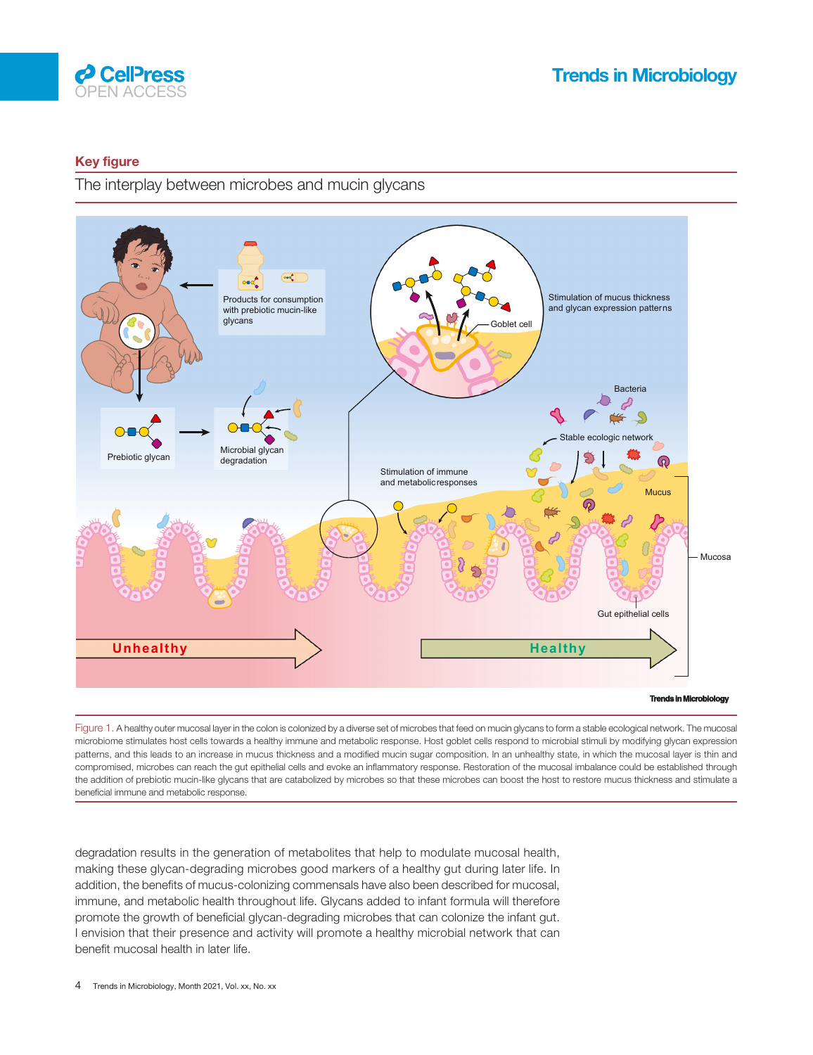## Key figure

### The interplay between microbes and mucin glycans

Figure 1. A healthy outer mucosal layer in the colon is colonized by a diverse set of microbes that feed on mucin glycans to form a stable ecological network. The mucosal microbiome stimulates host cells towards a healthy immune and metabolic response. Host goblet cells respond to microbial stimuli by modifying glycan expression patterns, and this leads to an increase in mucus thickness and a modified mucin sugar composition. In an unhealthy state, in which the mucosal layer is thin and compromised, microbes can reach the gut epithelial cells and evoke an inflammatory response. Restoration of the mucosal imbalance could be established through the addition of prebiotic mucin-like glycans that are catabolized by microbes so that these microbes can boost the host to restore mucus thickness and stimulate a beneficial immune and metabolic response.

degradation results in the generation of metabolites that help to modulate mucosal health, making these glycan-degrading microbes good markers of a healthy gut during later life. In addition, the benefits of mucus-colonizing commensals have also been described for mucosal, immune, and metabolic health throughout life. Glycans added to infant formula will therefore promote the growth of beneficial glycan-degrading microbes that can colonize the infant gut. I envision that their presence and activity will promote a healthy microbial network that can benefit mucosal health in later life.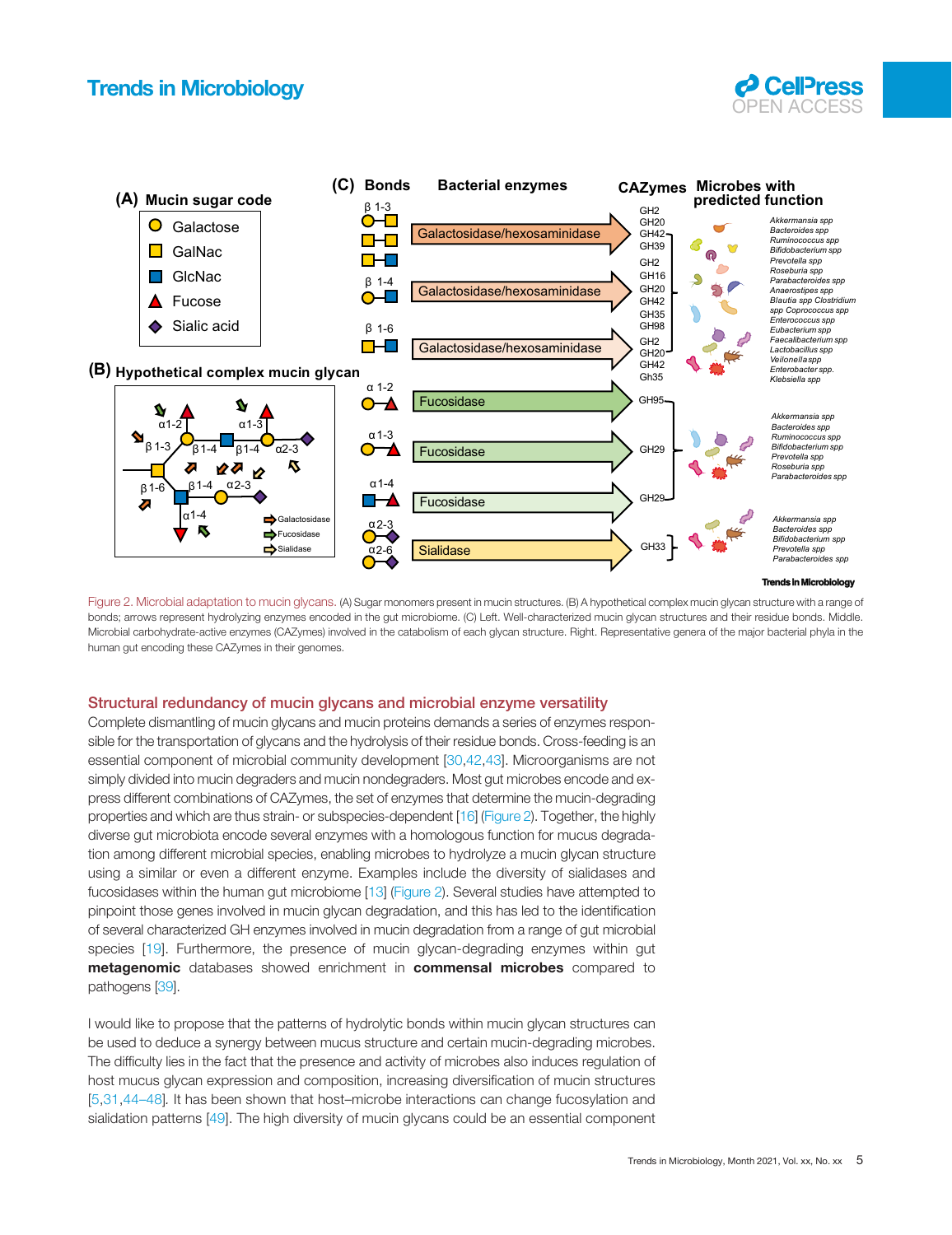Figure 2. Microbial adaptation to mucin glycans. (A) Sugar monomers present in mucin structures. (B) A hypothetical complex mucin glycan structure with a range of bonds; arrows represent hydrolyzing enzymes encoded in the gut microbiome. (C) Left. Well-characterized mucin glycan structures and their residue bonds. Middle. Microbial carbohydrate-active enzymes (CAZymes) involved in the catabolism of each glycan structure. Right. Representative genera of the major bacterial phyla in the human gut encoding these CAZymes in their genomes.

## Structural redundancy of mucin glycans and microbial enzyme versatility

Complete dismantling of mucin glycans and mucin proteins demands a series of enzymes responsible for the transportation of glycans and the hydrolysis of their residue bonds. Cross-feeding is an essential component of microbial community development [30,42,43]. Microorganisms are not simply divided into mucin degraders and mucin nondegraders. Most gut microbes encode and express different combinations of CAZymes, the set of enzymes that determine the mucin-degrading properties and which are thus strain- or subspecies-dependent [16] (Figure 2). Together, the highly diverse gut microbiota encode several enzymes with a homologous function for mucus degradation among different microbial species, enabling microbes to hydrolyze a mucin glycan structure using a similar or even a different enzyme. Examples include the diversity of sialidases and fucosidases within the human gut microbiome [13] (Figure 2). Several studies have attempted to pinpoint those genes involved in mucin glycan degradation, and this has led to the identification of several characterized GH enzymes involved in mucin degradation from a range of gut microbial species [19]. Furthermore, the presence of mucin glycan-degrading enzymes within gut **metagenomic** databases showed enrichment in **commensal microbes** compared to pathogens [39].

I would like to propose that the patterns of hydrolytic bonds within mucin glycan structures can be used to deduce a synergy between mucus structure and certain mucin-degrading microbes. The difficulty lies in the fact that the presence and activity of microbes also induces regulation of host mucus glycan expression and composition, increasing diversification of mucin structures [5,31,44–48]. It has been shown that host–microbe interactions can change fucosylation and sialidation patterns [49]. The high diversity of mucin glycans could be an essential component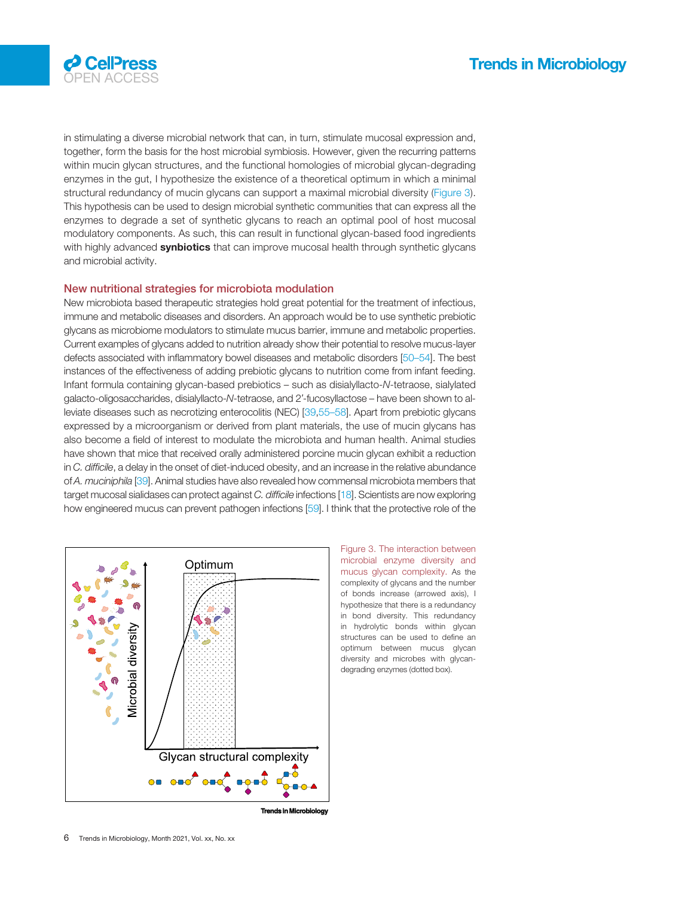in stimulating a diverse microbial network that can, in turn, stimulate mucosal expression and, together, form the basis for the host microbial symbiosis. However, given the recurring patterns within mucin glycan structures, and the functional homologies of microbial glycan-degrading enzymes in the gut, I hypothesize the existence of a theoretical optimum in which a minimal structural redundancy of mucin glycans can support a maximal microbial diversity (Figure 3). This hypothesis can be used to design microbial synthetic communities that can express all the enzymes to degrade a set of synthetic glycans to reach an optimal pool of host mucosal modulatory components. As such, this can result in functional glycan-based food ingredients with highly advanced **synbiotics** that can improve mucosal health through synthetic glycans and microbial activity.

## New nutritional strategies for microbiota modulation

New microbiota based therapeutic strategies hold great potential for the treatment of infectious, immune and metabolic diseases and disorders. An approach would be to use synthetic prebiotic glycans as microbiome modulators to stimulate mucus barrier, immune and metabolic properties. Current examples of glycans added to nutrition already show their potential to resolve mucus-layer defects associated with inflammatory bowel diseases and metabolic disorders [50–54]. The best instances of the effectiveness of adding prebiotic glycans to nutrition come from infant feeding. Infant formula containing glycan-based prebiotics – such as disialyllacto-*N*-tetraose, sialylated galacto-oligosaccharides, disialyllacto-*N*-tetraose, and 2′-fucosyllactose – have been shown to alleviate diseases such as necrotizing enterocolitis (NEC) [39,55–58]. Apart from prebiotic glycans expressed by a microorganism or derived from plant materials, the use of mucin glycans has also become a field of interest to modulate the microbiota and human health. Animal studies have shown that mice that received orally administered porcine mucin glycan exhibit a reduction in *C. difficile*, a delay in the onset of diet-induced obesity, and an increase in the relative abundance of *A. muciniphila* [39]. Animal studies have also revealed how commensal microbiota members that target mucosal sialidases can protect against *C. difficile* infections [18]. Scientists are now exploring how engineered mucus can prevent pathogen infections [59]. I think that the protective role of the

Figure 3. The interaction between microbial enzyme diversity and mucus glycan complexity. As the complexity of glycans and the number of bonds increase (arrowed axis), I hypothesize that there is a redundancy in bond diversity. This redundancy in hydrolytic bonds within glycan structures can be used to define an optimum between mucus glycan diversity and microbes with glycan-degrading enzymes (dotted box).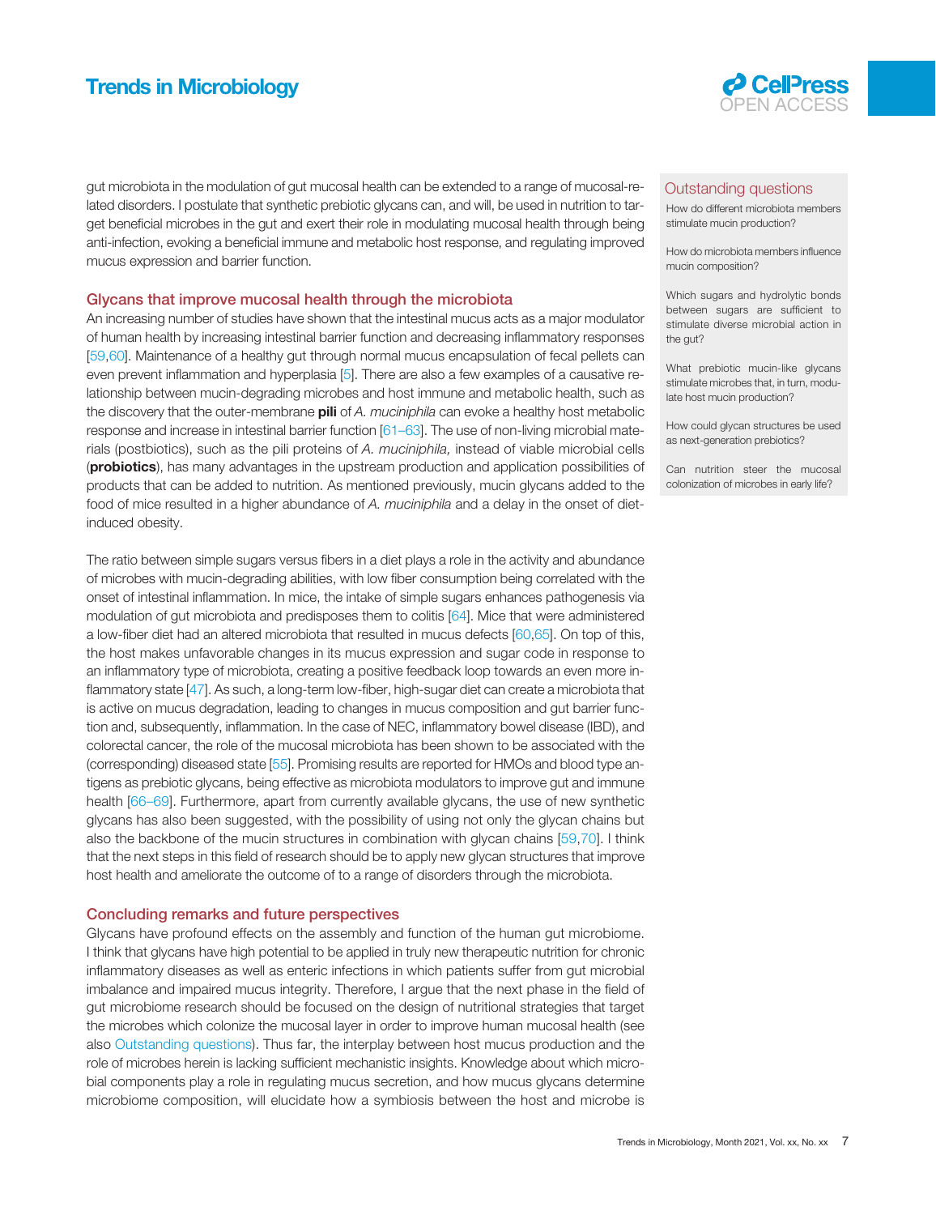gut microbiota in the modulation of gut mucosal health can be extended to a range of mucosal-related disorders. I postulate that synthetic prebiotic glycans can, and will, be used in nutrition to target beneficial microbes in the gut and exert their role in modulating mucosal health through being anti-infection, evoking a beneficial immune and metabolic host response, and regulating improved mucus expression and barrier function.

## Glycans that improve mucosal health through the microbiota

An increasing number of studies have shown that the intestinal mucus acts as a major modulator of human health by increasing intestinal barrier function and decreasing inflammatory responses [59,60]. Maintenance of a healthy gut through normal mucus encapsulation of fecal pellets can even prevent inflammation and hyperplasia [5]. There are also a few examples of a causative relationship between mucin-degrading microbes and host immune and metabolic health, such as the discovery that the outer-membrane **pili** of *A. muciniphila* can evoke a healthy host metabolic response and increase in intestinal barrier function [61–63]. The use of non-living microbial materials (postbiotics), such as the pili proteins of *A. muciniphila,* instead of viable microbial cells (**probiotics**), has many advantages in the upstream production and application possibilities of products that can be added to nutrition. As mentioned previously, mucin glycans added to the food of mice resulted in a higher abundance of *A. muciniphila* and a delay in the onset of diet-induced obesity.

The ratio between simple sugars versus fibers in a diet plays a role in the activity and abundance of microbes with mucin-degrading abilities, with low fiber consumption being correlated with the onset of intestinal inflammation. In mice, the intake of simple sugars enhances pathogenesis via modulation of gut microbiota and predisposes them to colitis [64]. Mice that were administered a low-fiber diet had an altered microbiota that resulted in mucus defects [60,65]. On top of this, the host makes unfavorable changes in its mucus expression and sugar code in response to an inflammatory type of microbiota, creating a positive feedback loop towards an even more inflammatory state [47]. As such, a long-term low-fiber, high-sugar diet can create a microbiota that is active on mucus degradation, leading to changes in mucus composition and gut barrier function and, subsequently, inflammation. In the case of NEC, inflammatory bowel disease (IBD), and colorectal cancer, the role of the mucosal microbiota has been shown to be associated with the (corresponding) diseased state [55]. Promising results are reported for HMOs and blood type antigens as prebiotic glycans, being effective as microbiota modulators to improve gut and immune health [66–69]. Furthermore, apart from currently available glycans, the use of new synthetic glycans has also been suggested, with the possibility of using not only the glycan chains but also the backbone of the mucin structures in combination with glycan chains [59,70]. I think that the next steps in this field of research should be to apply new glycan structures that improve host health and ameliorate the outcome of to a range of disorders through the microbiota.

## Concluding remarks and future perspectives

Glycans have profound effects on the assembly and function of the human gut microbiome. I think that glycans have high potential to be applied in truly new therapeutic nutrition for chronic inflammatory diseases as well as enteric infections in which patients suffer from gut microbial imbalance and impaired mucus integrity. Therefore, I argue that the next phase in the field of gut microbiome research should be focused on the design of nutritional strategies that target the microbes which colonize the mucosal layer in order to improve human mucosal health (see also Outstanding questions). Thus far, the interplay between host mucus production and the role of microbes herein is lacking sufficient mechanistic insights. Knowledge about which microbial components play a role in regulating mucus secretion, and how mucus glycans determine microbiome composition, will elucidate how a symbiosis between the host and microbe is

### Outstanding questions

How do different microbiota members stimulate mucin production?

How do microbiota members influence mucin composition?

Which sugars and hydrolytic bonds between sugars are sufficient to stimulate diverse microbial action in the gut?

What prebiotic mucin-like glycans stimulate microbes that, in turn, modulate host mucin production?

How could glycan structures be used as next-generation prebiotics?

Can nutrition steer the mucosal colonization of microbes in early life?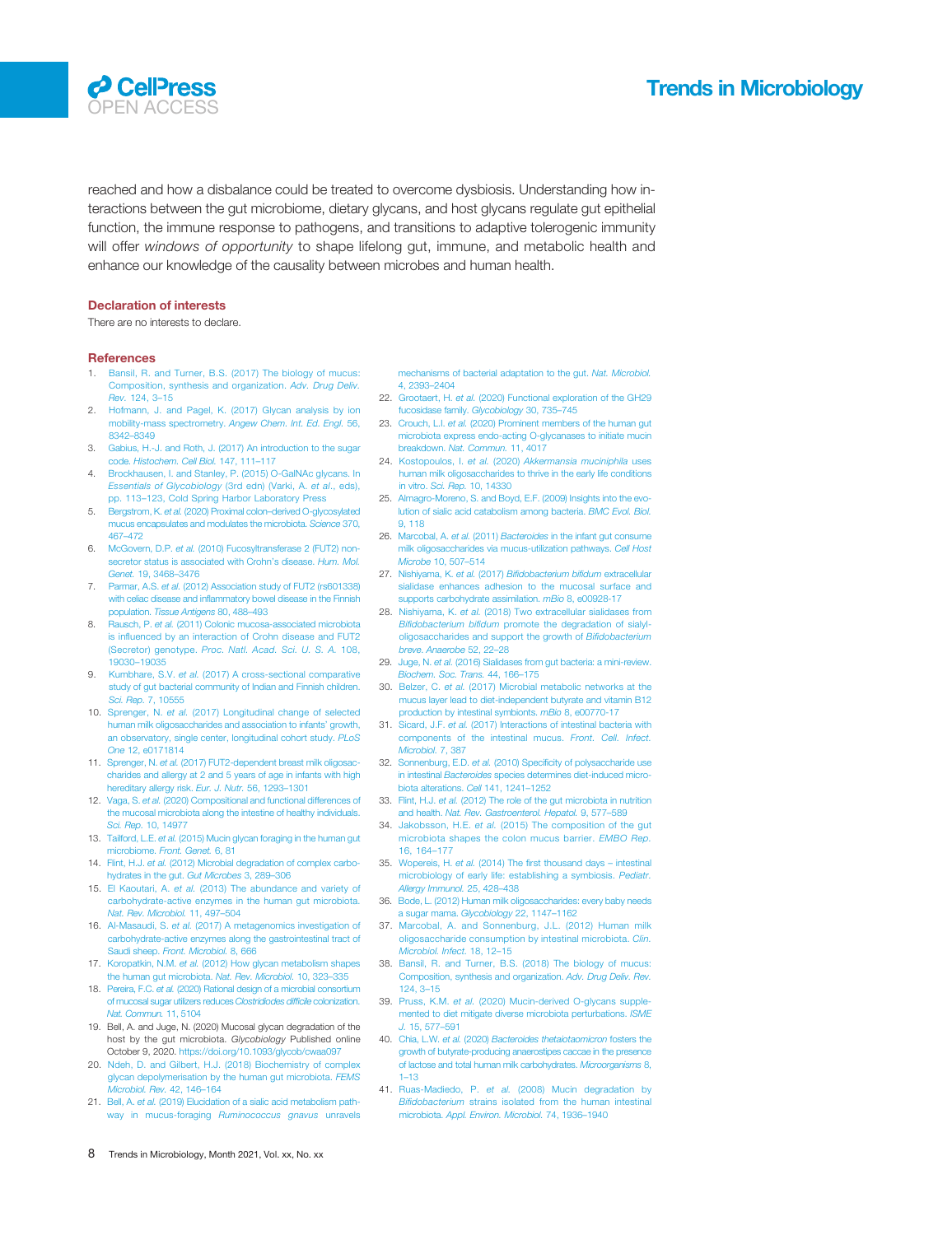reached and how a disbalance could be treated to overcome dysbiosis. Understanding how interactions between the gut microbiome, dietary glycans, and host glycans regulate gut epithelial function, the immune response to pathogens, and transitions to adaptive tolerogenic immunity will offer *windows of opportunity* to shape lifelong gut, immune, and metabolic health and enhance our knowledge of the causality between microbes and human health.

## Declaration of interests

There are no interests to declare.

## References

1. Bansil, R. and Turner, B.S. (2017) The biology of mucus: Composition, synthesis and organization. *Adv. Drug Deliv. Rev.* 124, 3–15
2. Hofmann, J. and Pagel, K. (2017) Glycan analysis by ion mobility-mass spectrometry. *Angew Chem. Int. Ed. Engl.* 56, 8342–8349
3. Gabius, H.-J. and Roth, J. (2017) An introduction to the sugar code. *Histochem. Cell Biol.* 147, 111–117
4. Brockhausen, I. and Stanley, P. (2015) O-GalNAc glycans. In *Essentials of Glycobiology* (3rd edn) (Varki, A. *et al.*, eds), pp. 113–123, Cold Spring Harbor Laboratory Press
5. Bergstrom, K. *et al.* (2020) Proximal colon–derived O-glycosylated mucus encapsulates and modulates the microbiota. *Science* 370, 467–472
6. McGovern, D.P. *et al.* (2010) Fucosyltransferase 2 (FUT2) non-secretor status is associated with Crohn's disease. *Hum. Mol. Genet.* 19, 3468–3476
7. Parmar, A.S. *et al.* (2012) Association study of FUT2 (rs601338) with celiac disease and inflammatory bowel disease in the Finnish population. *Tissue Antigens* 80, 488–493
8. Rausch, P. *et al.* (2011) Colonic mucosa-associated microbiota is influenced by an interaction of Crohn disease and FUT2 (Secretor) genotype. *Proc. Natl. Acad. Sci. U. S. A.* 108, 19030–19035
9. Kumbhare, S.V. *et al.* (2017) A cross-sectional comparative study of gut bacterial community of Indian and Finnish children. *Sci. Rep.* 7, 10555
10. Sprenger, N. *et al.* (2017) Longitudinal change of selected human milk oligosaccharides and association to infants' growth, an observatory, single center, longitudinal cohort study. *PLoS One* 12, e0171814
11. Sprenger, N. *et al.* (2017) FUT2-dependent breast milk oligosaccharides and allergy at 2 and 5 years of age in infants with high hereditary allergy risk. *Eur. J. Nutr.* 56, 1293–1301
12. Vaga, S. *et al.* (2020) Compositional and functional differences of the mucosal microbiota along the intestine of healthy individuals. *Sci. Rep.* 10, 14977
13. Tailford, L.E. *et al.* (2015) Mucin glycan foraging in the human gut microbiome. *Front. Genet.* 6, 81
14. Flint, H.J. *et al.* (2012) Microbial degradation of complex carbohydrates in the gut. *Gut Microbes* 3, 289–306
15. El Kaoutari, A. *et al.* (2013) The abundance and variety of carbohydrate-active enzymes in the human gut microbiota. *Nat. Rev. Microbiol.* 11, 497–504
16. Al-Masaudi, S. *et al.* (2017) A metagenomics investigation of carbohydrate-active enzymes along the gastrointestinal tract of Saudi sheep. *Front. Microbiol.* 8, 666
17. Koropatkin, N.M. *et al.* (2012) How glycan metabolism shapes the human gut microbiota. *Nat. Rev. Microbiol.* 10, 323–335
18. Pereira, F.C. *et al.* (2020) Rational design of a microbial consortium of mucosal sugar utilizers reduces *Clostridiodes difficile* colonization. *Nat. Commun.* 11, 5104
19. Bell, A. and Juge, N. (2020) Mucosal glycan degradation of the host by the gut microbiota. *Glycobiology* Published online October 9, 2020. https://doi.org/10.1093/glycob/cwaa097
20. Ndeh, D. and Gilbert, H.J. (2018) Biochemistry of complex glycan depolymerisation by the human gut microbiota. *FEMS Microbiol. Rev.* 42, 146–164
21. Bell, A. *et al.* (2019) Elucidation of a sialic acid metabolism pathway in mucus-foraging *Ruminococcus gnavus* unravels mechanisms of bacterial adaptation to the gut. *Nat. Microbiol.* 4, 2393–2404
22. Grootaert, H. *et al.* (2020) Functional exploration of the GH29 fucosidase family. *Glycobiology* 30, 735–745
23. Crouch, L.I. *et al.* (2020) Prominent members of the human gut microbiota express endo-acting O-glycanases to initiate mucin breakdown. *Nat. Commun.* 11, 4017
24. Kostopoulos, I. *et al.* (2020) *Akkermansia muciniphila* uses human milk oligosaccharides to thrive in the early life conditions in vitro. *Sci. Rep.* 10, 14330
25. Almagro-Moreno, S. and Boyd, E.F. (2009) Insights into the evolution of sialic acid catabolism among bacteria. *BMC Evol. Biol.* 9, 118
26. Marcobal, A. *et al.* (2011) *Bacteroides* in the infant gut consume milk oligosaccharides via mucus-utilization pathways. *Cell Host Microbe* 10, 507–514
27. Nishiyama, K. *et al.* (2017) *Bifidobacterium bifidum* extracellular sialidase enhances adhesion to the mucosal surface and supports carbohydrate assimilation. *mBio* 8, e00928-17
28. Nishiyama, K. *et al.* (2018) Two extracellular sialidases from *Bifidobacterium bifidum* promote the degradation of sialyl-oligosaccharides and support the growth of *Bifidobacterium breve*. *Anaerobe* 52, 22–28
29. Juge, N. *et al.* (2016) Sialidases from gut bacteria: a mini-review. *Biochem. Soc. Trans.* 44, 166–175
30. Belzer, C. *et al.* (2017) Microbial metabolic networks at the mucus layer lead to diet-independent butyrate and vitamin B12 production by intestinal symbionts. *mBio* 8, e00770-17
31. Sicard, J.F. *et al.* (2017) Interactions of intestinal bacteria with components of the intestinal mucus. *Front. Cell. Infect. Microbiol.* 7, 387
32. Sonnenburg, E.D. *et al.* (2010) Specificity of polysaccharide use in intestinal *Bacteroides* species determines diet-induced microbiota alterations. *Cell* 141, 1241–1252
33. Flint, H.J. *et al.* (2012) The role of the gut microbiota in nutrition and health. *Nat. Rev. Gastroenterol. Hepatol.* 9, 577–589
34. Jakobsson, H.E. *et al.* (2015) The composition of the gut microbiota shapes the colon mucus barrier. *EMBO Rep.* 16, 164–177
35. Wopereis, H. *et al.* (2014) The first thousand days – intestinal microbiology of early life: establishing a symbiosis. *Pediatr. Allergy Immunol.* 25, 428–438
36. Bode, L. (2012) Human milk oligosaccharides: every baby needs a sugar mama. *Glycobiology* 22, 1147–1162
37. Marcobal, A. and Sonnenburg, J.L. (2012) Human milk oligosaccharide consumption by intestinal microbiota. *Clin. Microbiol. Infect.* 18, 12–15
38. Bansil, R. and Turner, B.S. (2018) The biology of mucus: Composition, synthesis and organization. *Adv. Drug Deliv. Rev.* 124, 3–15
39. Pruss, K.M. *et al.* (2020) Mucin-derived O-glycans supplemented to diet mitigate diverse microbiota perturbations. *ISME J.* 15, 577–591
40. Chia, L.W. *et al.* (2020) *Bacteroides thetaiotaomicron* fosters the growth of butyrate-producing anaerostipes caccae in the presence of lactose and total human milk carbohydrates. *Microorganisms* 8, 1–13
41. Ruas-Madiedo, P. *et al.* (2008) Mucin degradation by *Bifidobacterium* strains isolated from the human intestinal microbiota. *Appl. Environ. Microbiol.* 74, 1936–1940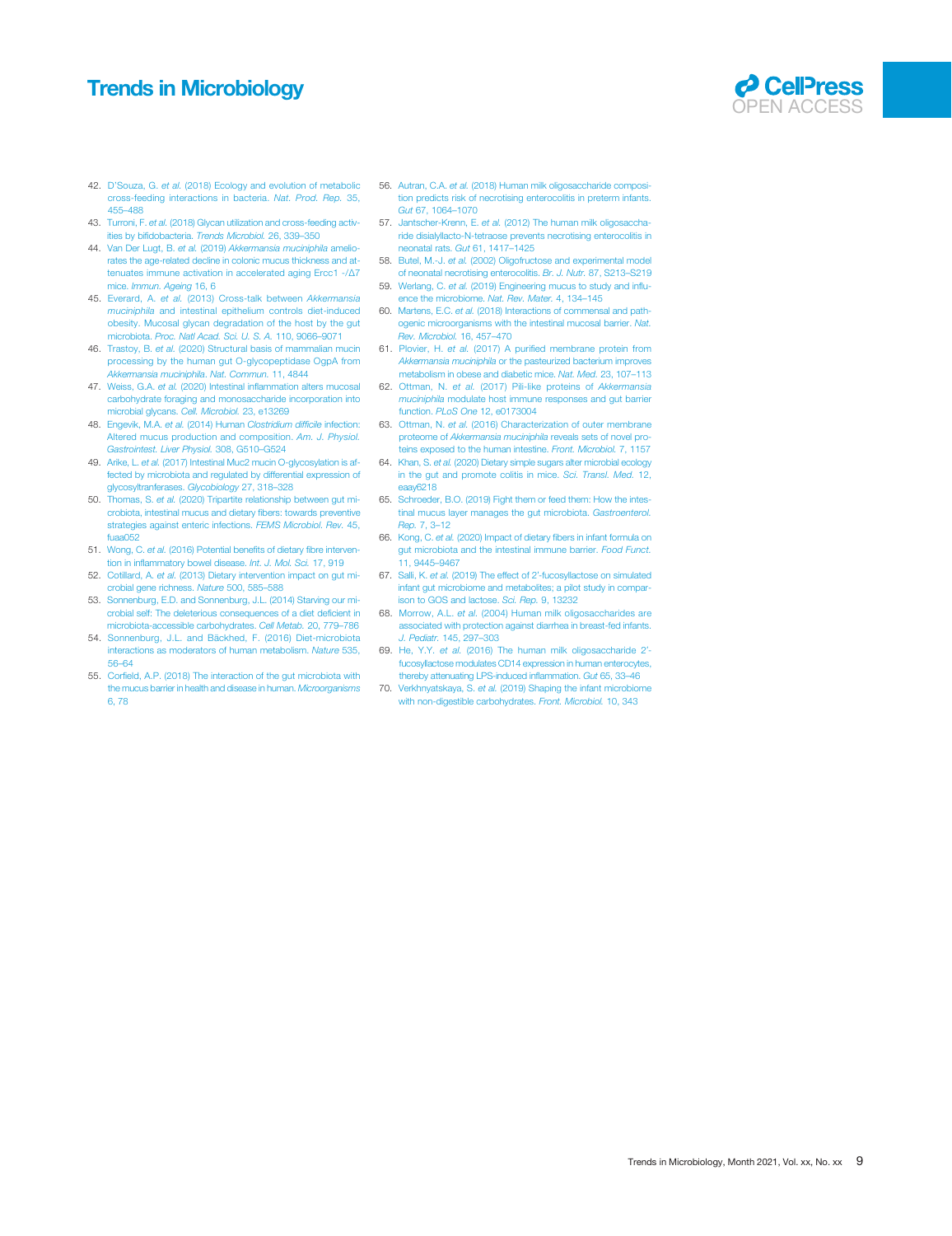42. D'Souza, G. *et al.* (2018) Ecology and evolution of metabolic cross-feeding interactions in bacteria. *Nat. Prod. Rep.* 35, 455–488
43. Turroni, F. *et al.* (2018) Glycan utilization and cross-feeding activities by bifidobacteria. *Trends Microbiol.* 26, 339–350
44. Van Der Lugt, B. *et al.* (2019) *Akkermansia muciniphila* ameliorates the age-related decline in colonic mucus thickness and attenuates immune activation in accelerated aging Ercc1 -/Δ7 mice. *Immun. Ageing* 16, 6
45. Everard, A. *et al.* (2013) Cross-talk between *Akkermansia muciniphila* and intestinal epithelium controls diet-induced obesity. Mucosal glycan degradation of the host by the gut microbiota. *Proc. Natl Acad. Sci. U. S. A.* 110, 9066–9071
46. Trastoy, B. *et al.* (2020) Structural basis of mammalian mucin processing by the human gut O-glycopeptidase OgpA from *Akkermansia muciniphila*. *Nat. Commun.* 11, 4844
47. Weiss, G.A. *et al.* (2020) Intestinal inflammation alters mucosal carbohydrate foraging and monosaccharide incorporation into microbial glycans. *Cell. Microbiol.* 23, e13269
48. Engevik, M.A. *et al.* (2014) Human *Clostridium difficile* infection: Altered mucus production and composition. *Am. J. Physiol. Gastrointest. Liver Physiol.* 308, G510–G524
49. Arike, L. *et al.* (2017) Intestinal Muc2 mucin O-glycosylation is affected by microbiota and regulated by differential expression of glycosyltranferases. *Glycobiology* 27, 318–328
50. Thomas, S. *et al.* (2020) Tripartite relationship between gut microbiota, intestinal mucus and dietary fibers: towards preventive strategies against enteric infections. *FEMS Microbiol. Rev.* 45, fuaa052
51. Wong, C. *et al.* (2016) Potential benefits of dietary fibre intervention in inflammatory bowel disease. *Int. J. Mol. Sci.* 17, 919
52. Cotillard, A. *et al.* (2013) Dietary intervention impact on gut microbial gene richness. *Nature* 500, 585–588
53. Sonnenburg, E.D. and Sonnenburg, J.L. (2014) Starving our microbial self: The deleterious consequences of a diet deficient in microbiota-accessible carbohydrates. *Cell Metab.* 20, 779–786
54. Sonnenburg, J.L. and Bäckhed, F. (2016) Diet-microbiota interactions as moderators of human metabolism. *Nature* 535, 56–64
55. Corfield, A.P. (2018) The interaction of the gut microbiota with the mucus barrier in health and disease in human. *Microorganisms* 6, 78
56. Autran, C.A. *et al.* (2018) Human milk oligosaccharide composition predicts risk of necrotising enterocolitis in preterm infants. *Gut* 67, 1064–1070
57. Jantscher-Krenn, E. *et al.* (2012) The human milk oligosaccharide disialyllacto-N-tetraose prevents necrotising enterocolitis in neonatal rats. *Gut* 61, 1417–1425
58. Butel, M.-J. *et al.* (2002) Oligofructose and experimental model of neonatal necrotising enterocolitis. *Br. J. Nutr.* 87, S213–S219
59. Werlang, C. *et al.* (2019) Engineering mucus to study and influence the microbiome. *Nat. Rev. Mater.* 4, 134–145
60. Martens, E.C. *et al.* (2018) Interactions of commensal and pathogenic microorganisms with the intestinal mucosal barrier. *Nat. Rev. Microbiol.* 16, 457–470
61. Plovier, H. *et al.* (2017) A purified membrane protein from *Akkermansia muciniphila* or the pasteurized bacterium improves metabolism in obese and diabetic mice. *Nat. Med.* 23, 107–113
62. Ottman, N. *et al.* (2017) Pili-like proteins of *Akkermansia muciniphila* modulate host immune responses and gut barrier function. *PLoS One* 12, e0173004
63. Ottman, N. *et al.* (2016) Characterization of outer membrane proteome of *Akkermansia muciniphila* reveals sets of novel proteins exposed to the human intestine. *Front. Microbiol.* 7, 1157
64. Khan, S. *et al.* (2020) Dietary simple sugars alter microbial ecology in the gut and promote colitis in mice. *Sci. Transl. Med.* 12, eaay6218
65. Schroeder, B.O. (2019) Fight them or feed them: How the intestinal mucus layer manages the gut microbiota. *Gastroenterol. Rep.* 7, 3–12
66. Kong, C. *et al.* (2020) Impact of dietary fibers in infant formula on gut microbiota and the intestinal immune barrier. *Food Funct.* 11, 9445–9467
67. Salli, K. *et al.* (2019) The effect of 2′-fucosyllactose on simulated infant gut microbiome and metabolites; a pilot study in comparison to GOS and lactose. *Sci. Rep.* 9, 13232
68. Morrow, A.L. *et al.* (2004) Human milk oligosaccharides are associated with protection against diarrhea in breast-fed infants. *J. Pediatr.* 145, 297–303
69. He, Y.Y. *et al.* (2016) The human milk oligosaccharide 2′-fucosyllactose modulates CD14 expression in human enterocytes, thereby attenuating LPS-induced inflammation. *Gut* 65, 33–46
70. Verkhnyatskaya, S. *et al.* (2019) Shaping the infant microbiome with non-digestible carbohydrates. *Front. Microbiol.* 10, 343